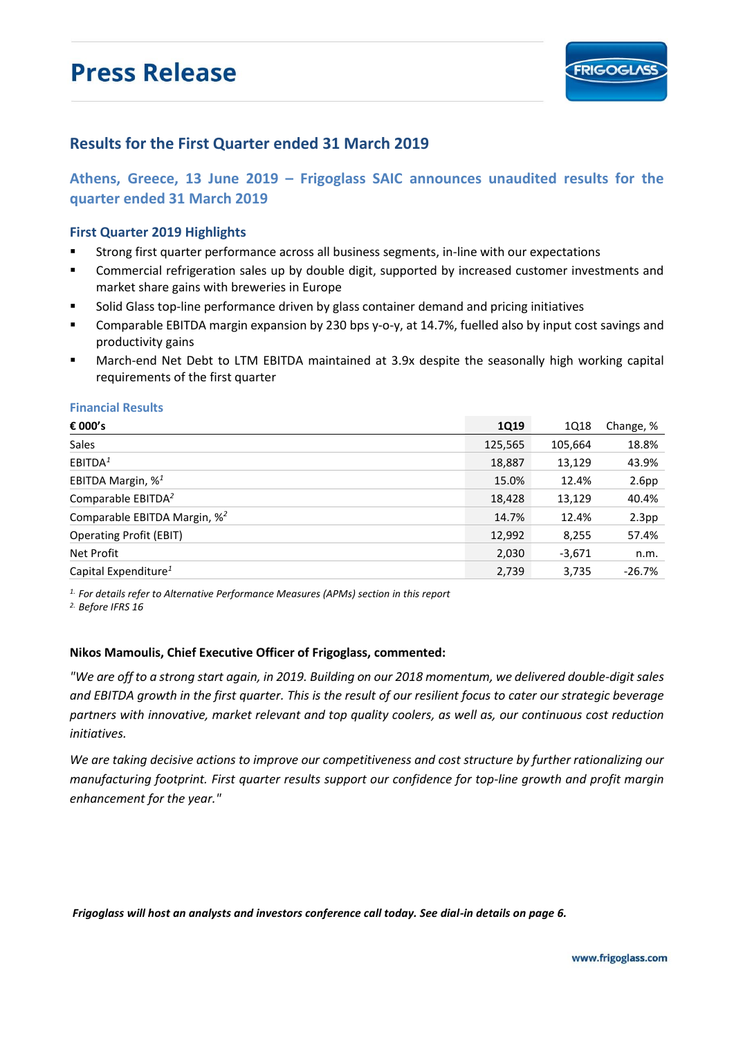# Press Release

## Results for the First Quarter ended 31 March 2019

### Athens, Greece, 13 June 2019 – Frigoglass SAIC announces unaudited results for the quarter ended 31 March 2019

### First Quarter 2019 Highlights

- Strong first quarter performance across all business segments, in-line with our expectations
- Commercial refrigeration sales up by double digit, supported by increased customer investments and market share gains with breweries in Europe
- Solid Glass top-line performance driven by glass container demand and pricing initiatives
- Comparable EBITDA margin expansion by 230 bps y-o-y, at 14.7%, fuelled also by input cost savings and productivity gains
- March-end Net Debt to LTM EBITDA maintained at 3.9x despite the seasonally high working capital requirements of the first quarter

### Financial Results

| € 000's | 1Q19 | 1Q18 | Change, % |
|---|---|---|---|
| Sales | 125,565 | 105,664 | 18.8% |
| EBITDA[1] | 18,887 | 13,129 | 43.9% |
| EBITDA Margin, %[1] | 15.0% | 12.4% | 2.6pp |
| Comparable EBITDA[2] | 18,428 | 13,129 | 40.4% |
| Comparable EBITDA Margin, %[2] | 14.7% | 12.4% | 2.3pp |
| Operating Profit (EBIT) | 12,992 | 8,255 | 57.4% |
| Net Profit | 2,030 | -3,671 | n.m. |
| Capital Expenditure[1] | 2,739 | 3,735 | -26.7% |

*[1] For details refer to Alternative Performance Measures (APMs) section in this report*
*[2] Before IFRS 16*

**Nikos Mamoulis, Chief Executive Officer of Frigoglass, commented:**

*"We are off to a strong start again, in 2019. Building on our 2018 momentum, we delivered double-digit sales and EBITDA growth in the first quarter. This is the result of our resilient focus to cater our strategic beverage partners with innovative, market relevant and top quality coolers, as well as, our continuous cost reduction initiatives.*

*We are taking decisive actions to improve our competitiveness and cost structure by further rationalizing our manufacturing footprint. First quarter results support our confidence for top-line growth and profit margin enhancement for the year."*

***Frigoglass will host an analysts and investors conference call today. See dial-in details on page 6.***

www.frigoglass.com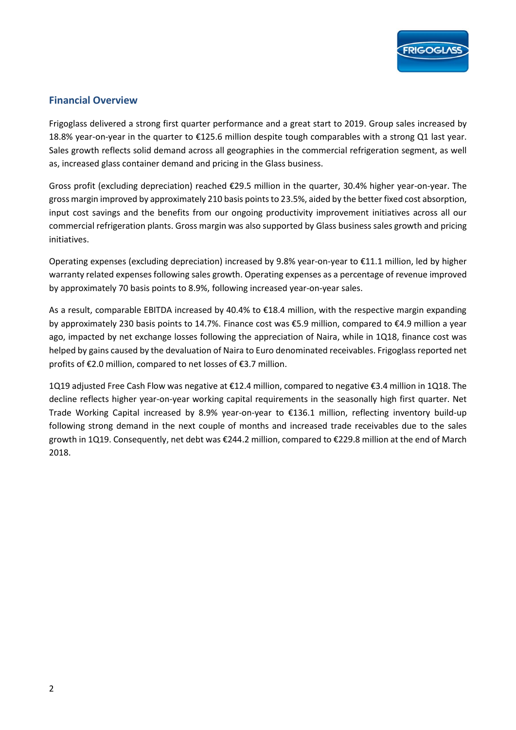## Financial Overview

Frigoglass delivered a strong first quarter performance and a great start to 2019. Group sales increased by 18.8% year-on-year in the quarter to €125.6 million despite tough comparables with a strong Q1 last year. Sales growth reflects solid demand across all geographies in the commercial refrigeration segment, as well as, increased glass container demand and pricing in the Glass business.

Gross profit (excluding depreciation) reached €29.5 million in the quarter, 30.4% higher year-on-year. The gross margin improved by approximately 210 basis points to 23.5%, aided by the better fixed cost absorption, input cost savings and the benefits from our ongoing productivity improvement initiatives across all our commercial refrigeration plants. Gross margin was also supported by Glass business sales growth and pricing initiatives.

Operating expenses (excluding depreciation) increased by 9.8% year-on-year to €11.1 million, led by higher warranty related expenses following sales growth. Operating expenses as a percentage of revenue improved by approximately 70 basis points to 8.9%, following increased year-on-year sales.

As a result, comparable EBITDA increased by 40.4% to €18.4 million, with the respective margin expanding by approximately 230 basis points to 14.7%. Finance cost was €5.9 million, compared to €4.9 million a year ago, impacted by net exchange losses following the appreciation of Naira, while in 1Q18, finance cost was helped by gains caused by the devaluation of Naira to Euro denominated receivables. Frigoglass reported net profits of €2.0 million, compared to net losses of €3.7 million.

1Q19 adjusted Free Cash Flow was negative at €12.4 million, compared to negative €3.4 million in 1Q18. The decline reflects higher year-on-year working capital requirements in the seasonally high first quarter. Net Trade Working Capital increased by 8.9% year-on-year to €136.1 million, reflecting inventory build-up following strong demand in the next couple of months and increased trade receivables due to the sales growth in 1Q19. Consequently, net debt was €244.2 million, compared to €229.8 million at the end of March 2018.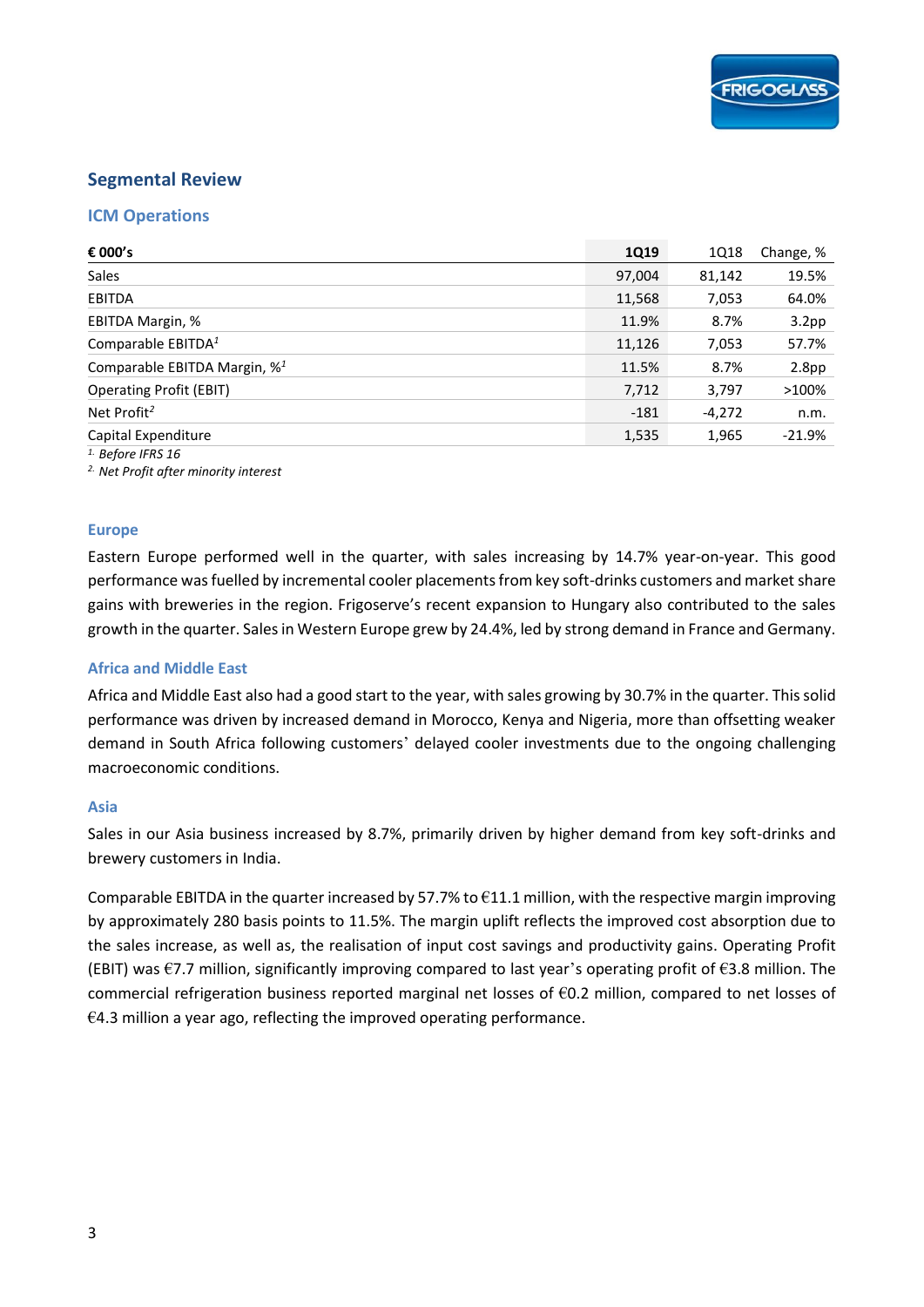## Segmental Review

### ICM Operations

| € 000's | 1Q19 | 1Q18 | Change, % |
|---|---|---|---|
| Sales | 97,004 | 81,142 | 19.5% |
| EBITDA | 11,568 | 7,053 | 64.0% |
| EBITDA Margin, % | 11.9% | 8.7% | 3.2pp |
| Comparable EBITDA[1] | 11,126 | 7,053 | 57.7% |
| Comparable EBITDA Margin, %[1] | 11.5% | 8.7% | 2.8pp |
| Operating Profit (EBIT) | 7,712 | 3,797 | >100% |
| Net Profit[2] | -181 | -4,272 | n.m. |
| Capital Expenditure | 1,535 | 1,965 | -21.9% |

*1. Before IFRS 16*

*2. Net Profit after minority interest*

#### Europe

Eastern Europe performed well in the quarter, with sales increasing by 14.7% year-on-year. This good performance was fuelled by incremental cooler placements from key soft-drinks customers and market share gains with breweries in the region. Frigoserve's recent expansion to Hungary also contributed to the sales growth in the quarter. Sales in Western Europe grew by 24.4%, led by strong demand in France and Germany.

#### Africa and Middle East

Africa and Middle East also had a good start to the year, with sales growing by 30.7% in the quarter. This solid performance was driven by increased demand in Morocco, Kenya and Nigeria, more than offsetting weaker demand in South Africa following customers' delayed cooler investments due to the ongoing challenging macroeconomic conditions.

#### Asia

Sales in our Asia business increased by 8.7%, primarily driven by higher demand from key soft-drinks and brewery customers in India.

Comparable EBITDA in the quarter increased by 57.7% to €11.1 million, with the respective margin improving by approximately 280 basis points to 11.5%. The margin uplift reflects the improved cost absorption due to the sales increase, as well as, the realisation of input cost savings and productivity gains. Operating Profit (EBIT) was €7.7 million, significantly improving compared to last year's operating profit of €3.8 million. The commercial refrigeration business reported marginal net losses of €0.2 million, compared to net losses of €4.3 million a year ago, reflecting the improved operating performance.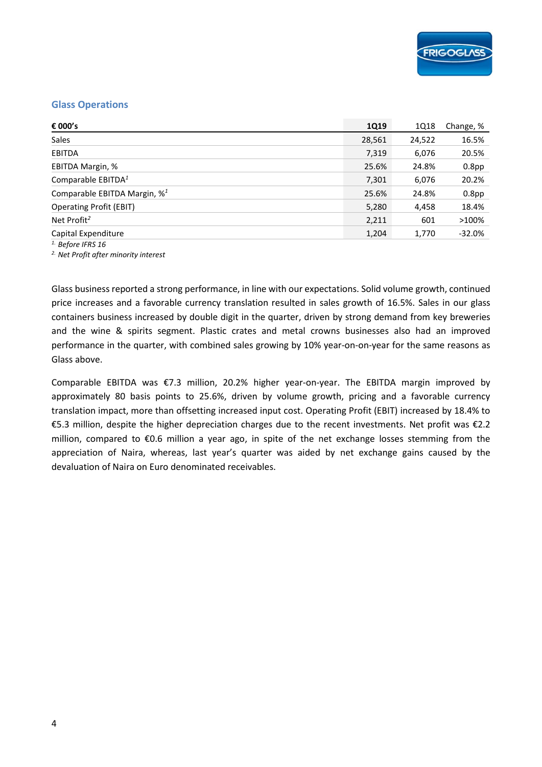## Glass Operations

| € 000's | 1Q19 | 1Q18 | Change, % |
|---|---|---|---|
| Sales | 28,561 | 24,522 | 16.5% |
| EBITDA | 7,319 | 6,076 | 20.5% |
| EBITDA Margin, % | 25.6% | 24.8% | 0.8pp |
| Comparable EBITDA[1] | 7,301 | 6,076 | 20.2% |
| Comparable EBITDA Margin, %[1] | 25.6% | 24.8% | 0.8pp |
| Operating Profit (EBIT) | 5,280 | 4,458 | 18.4% |
| Net Profit[2] | 2,211 | 601 | >100% |
| Capital Expenditure | 1,204 | 1,770 | -32.0% |

*1. Before IFRS 16*

*2. Net Profit after minority interest*

Glass business reported a strong performance, in line with our expectations. Solid volume growth, continued price increases and a favorable currency translation resulted in sales growth of 16.5%. Sales in our glass containers business increased by double digit in the quarter, driven by strong demand from key breweries and the wine & spirits segment. Plastic crates and metal crowns businesses also had an improved performance in the quarter, with combined sales growing by 10% year-on-on-year for the same reasons as Glass above.

Comparable EBITDA was €7.3 million, 20.2% higher year-on-year. The EBITDA margin improved by approximately 80 basis points to 25.6%, driven by volume growth, pricing and a favorable currency translation impact, more than offsetting increased input cost. Operating Profit (EBIT) increased by 18.4% to €5.3 million, despite the higher depreciation charges due to the recent investments. Net profit was €2.2 million, compared to €0.6 million a year ago, in spite of the net exchange losses stemming from the appreciation of Naira, whereas, last year's quarter was aided by net exchange gains caused by the devaluation of Naira on Euro denominated receivables.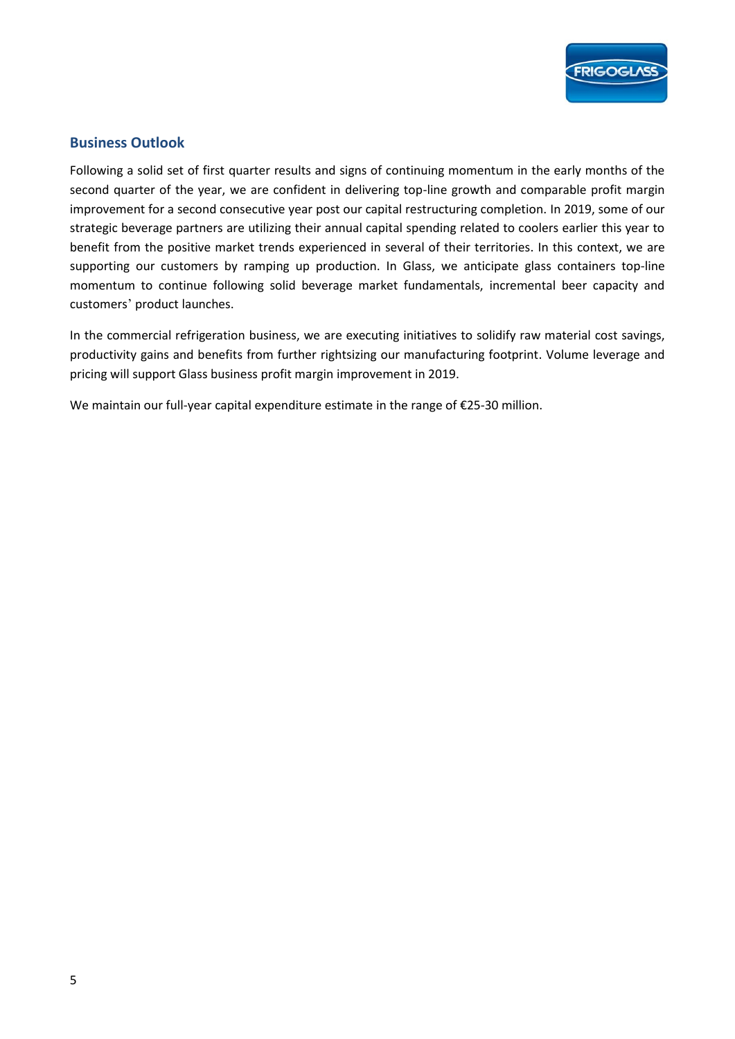## Business Outlook

Following a solid set of first quarter results and signs of continuing momentum in the early months of the second quarter of the year, we are confident in delivering top-line growth and comparable profit margin improvement for a second consecutive year post our capital restructuring completion. In 2019, some of our strategic beverage partners are utilizing their annual capital spending related to coolers earlier this year to benefit from the positive market trends experienced in several of their territories. In this context, we are supporting our customers by ramping up production. In Glass, we anticipate glass containers top-line momentum to continue following solid beverage market fundamentals, incremental beer capacity and customers' product launches.

In the commercial refrigeration business, we are executing initiatives to solidify raw material cost savings, productivity gains and benefits from further rightsizing our manufacturing footprint. Volume leverage and pricing will support Glass business profit margin improvement in 2019.

We maintain our full-year capital expenditure estimate in the range of €25-30 million.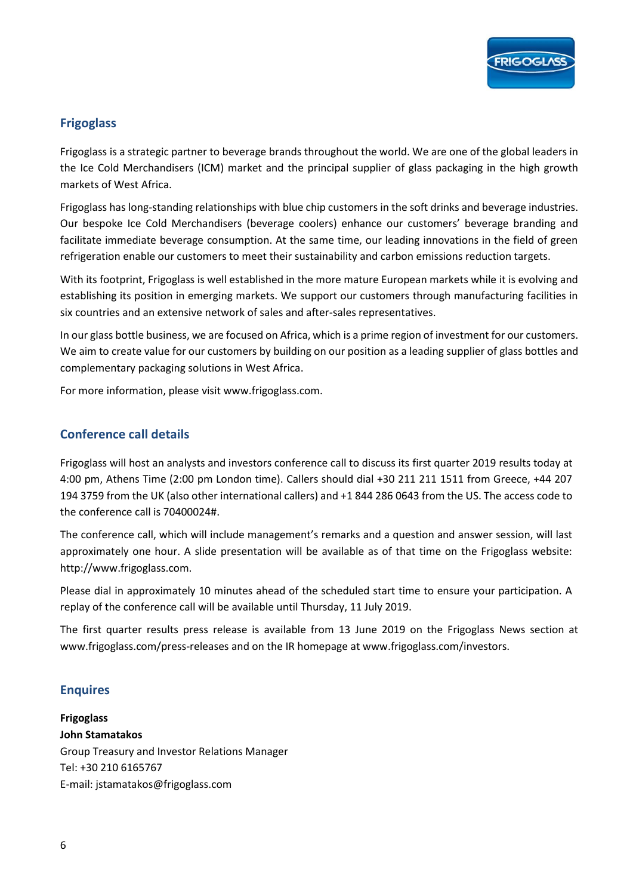## Frigoglass

Frigoglass is a strategic partner to beverage brands throughout the world. We are one of the global leaders in the Ice Cold Merchandisers (ICM) market and the principal supplier of glass packaging in the high growth markets of West Africa.

Frigoglass has long-standing relationships with blue chip customers in the soft drinks and beverage industries. Our bespoke Ice Cold Merchandisers (beverage coolers) enhance our customers' beverage branding and facilitate immediate beverage consumption. At the same time, our leading innovations in the field of green refrigeration enable our customers to meet their sustainability and carbon emissions reduction targets.

With its footprint, Frigoglass is well established in the more mature European markets while it is evolving and establishing its position in emerging markets. We support our customers through manufacturing facilities in six countries and an extensive network of sales and after-sales representatives.

In our glass bottle business, we are focused on Africa, which is a prime region of investment for our customers. We aim to create value for our customers by building on our position as a leading supplier of glass bottles and complementary packaging solutions in West Africa.

For more information, please visit www.frigoglass.com.

## Conference call details

Frigoglass will host an analysts and investors conference call to discuss its first quarter 2019 results today at 4:00 pm, Athens Time (2:00 pm London time). Callers should dial +30 211 211 1511 from Greece, +44 207 194 3759 from the UK (also other international callers) and +1 844 286 0643 from the US. The access code to the conference call is 70400024#.

The conference call, which will include management's remarks and a question and answer session, will last approximately one hour. A slide presentation will be available as of that time on the Frigoglass website: http://www.frigoglass.com.

Please dial in approximately 10 minutes ahead of the scheduled start time to ensure your participation. A replay of the conference call will be available until Thursday, 11 July 2019.

The first quarter results press release is available from 13 June 2019 on the Frigoglass News section at www.frigoglass.com/press-releases and on the IR homepage at www.frigoglass.com/investors.

## Enquires

**Frigoglass**
**John Stamatakos**
Group Treasury and Investor Relations Manager
Tel: +30 210 6165767
E-mail: jstamatakos@frigoglass.com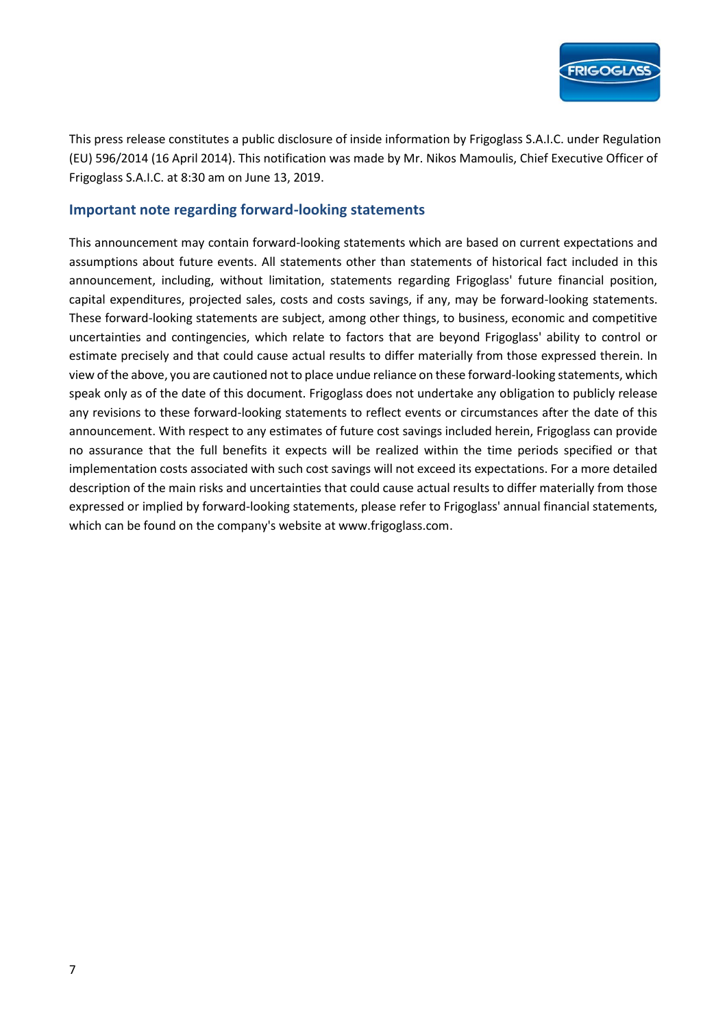This press release constitutes a public disclosure of inside information by Frigoglass S.A.I.C. under Regulation (EU) 596/2014 (16 April 2014). This notification was made by Mr. Nikos Mamoulis, Chief Executive Officer of Frigoglass S.A.I.C. at 8:30 am on June 13, 2019.

## Important note regarding forward-looking statements

This announcement may contain forward-looking statements which are based on current expectations and assumptions about future events. All statements other than statements of historical fact included in this announcement, including, without limitation, statements regarding Frigoglass' future financial position, capital expenditures, projected sales, costs and costs savings, if any, may be forward-looking statements. These forward-looking statements are subject, among other things, to business, economic and competitive uncertainties and contingencies, which relate to factors that are beyond Frigoglass' ability to control or estimate precisely and that could cause actual results to differ materially from those expressed therein. In view of the above, you are cautioned not to place undue reliance on these forward-looking statements, which speak only as of the date of this document. Frigoglass does not undertake any obligation to publicly release any revisions to these forward-looking statements to reflect events or circumstances after the date of this announcement. With respect to any estimates of future cost savings included herein, Frigoglass can provide no assurance that the full benefits it expects will be realized within the time periods specified or that implementation costs associated with such cost savings will not exceed its expectations. For a more detailed description of the main risks and uncertainties that could cause actual results to differ materially from those expressed or implied by forward-looking statements, please refer to Frigoglass' annual financial statements, which can be found on the company's website at www.frigoglass.com.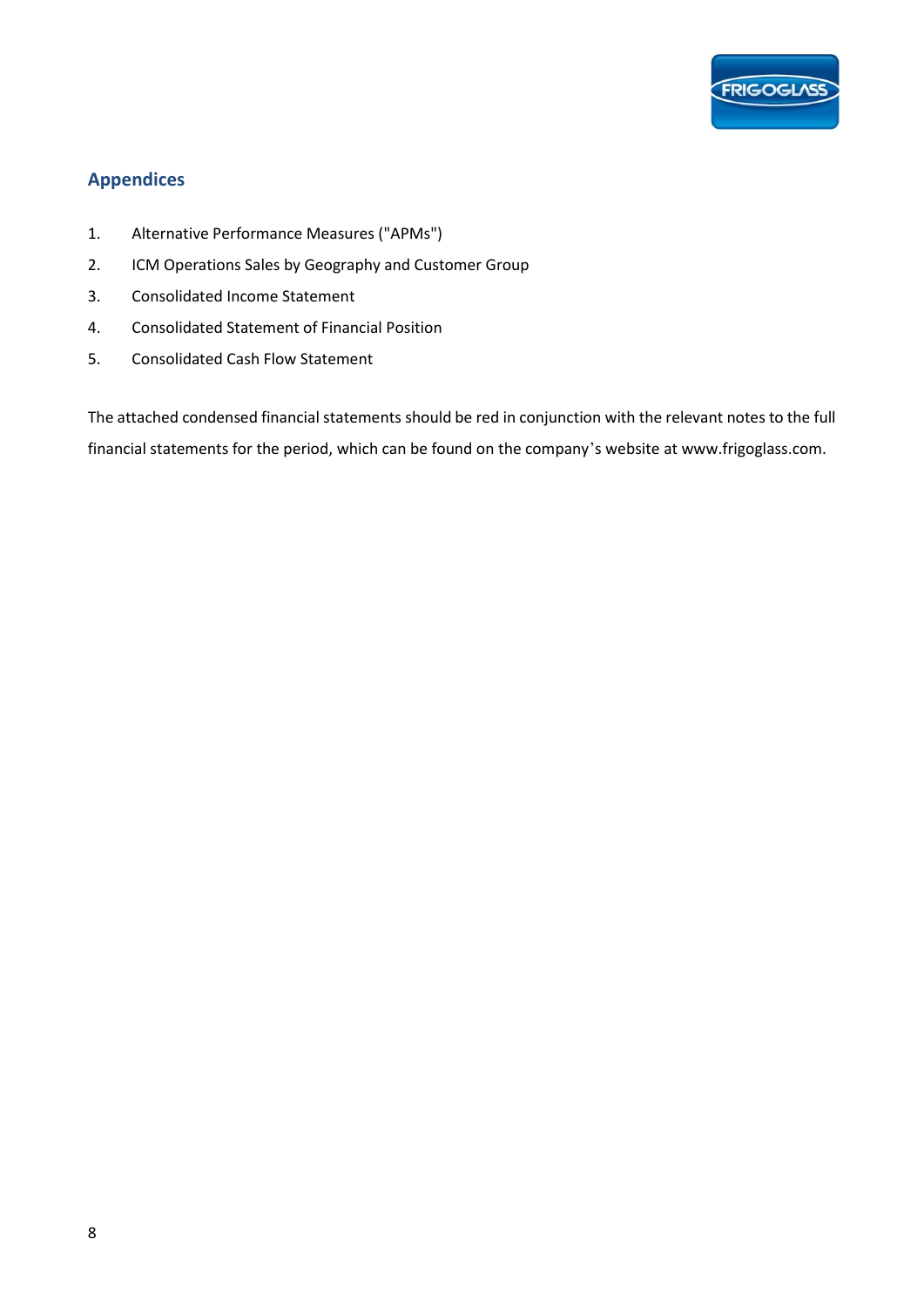## Appendices

1. Alternative Performance Measures ("APMs")
2. ICM Operations Sales by Geography and Customer Group
3. Consolidated Income Statement
4. Consolidated Statement of Financial Position
5. Consolidated Cash Flow Statement

The attached condensed financial statements should be red in conjunction with the relevant notes to the full financial statements for the period, which can be found on the company's website at www.frigoglass.com.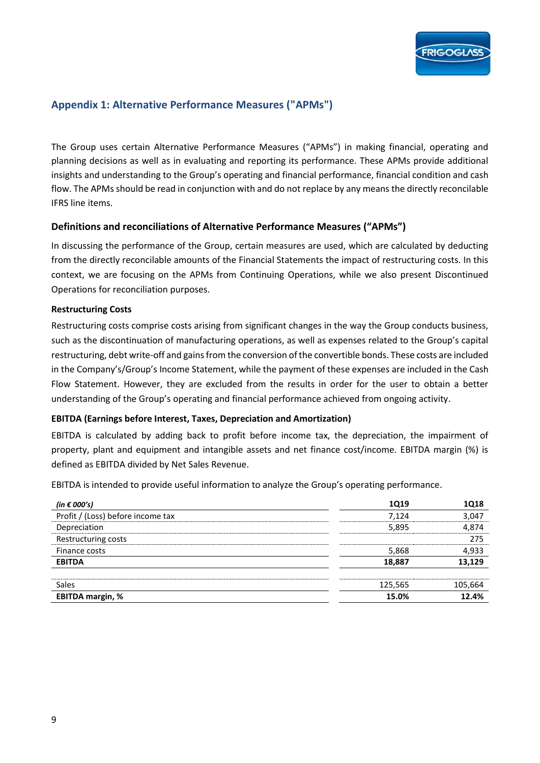## Appendix 1: Alternative Performance Measures ("APMs")

The Group uses certain Alternative Performance Measures ("APMs") in making financial, operating and planning decisions as well as in evaluating and reporting its performance. These APMs provide additional insights and understanding to the Group's operating and financial performance, financial condition and cash flow. The APMs should be read in conjunction with and do not replace by any means the directly reconcilable IFRS line items.

### Definitions and reconciliations of Alternative Performance Measures ("APMs")

In discussing the performance of the Group, certain measures are used, which are calculated by deducting from the directly reconcilable amounts of the Financial Statements the impact of restructuring costs. In this context, we are focusing on the APMs from Continuing Operations, while we also present Discontinued Operations for reconciliation purposes.

**Restructuring Costs**

Restructuring costs comprise costs arising from significant changes in the way the Group conducts business, such as the discontinuation of manufacturing operations, as well as expenses related to the Group's capital restructuring, debt write-off and gains from the conversion of the convertible bonds. These costs are included in the Company's/Group's Income Statement, while the payment of these expenses are included in the Cash Flow Statement. However, they are excluded from the results in order for the user to obtain a better understanding of the Group's operating and financial performance achieved from ongoing activity.

**EBITDA (Earnings before Interest, Taxes, Depreciation and Amortization)**

EBITDA is calculated by adding back to profit before income tax, the depreciation, the impairment of property, plant and equipment and intangible assets and net finance cost/income. EBITDA margin (%) is defined as EBITDA divided by Net Sales Revenue.

EBITDA is intended to provide useful information to analyze the Group's operating performance.

| *(in € 000's)* | **1Q19** | **1Q18** |
|---|---|---|
| Profit / (Loss) before income tax | 7,124 | 3,047 |
| Depreciation | 5,895 | 4,874 |
| Restructuring costs | | 275 |
| Finance costs | 5,868 | 4,933 |
| **EBITDA** | **18,887** | **13,129** |
| | | |
| Sales | 125,565 | 105,664 |
| **EBITDA margin, %** | **15.0%** | **12.4%** |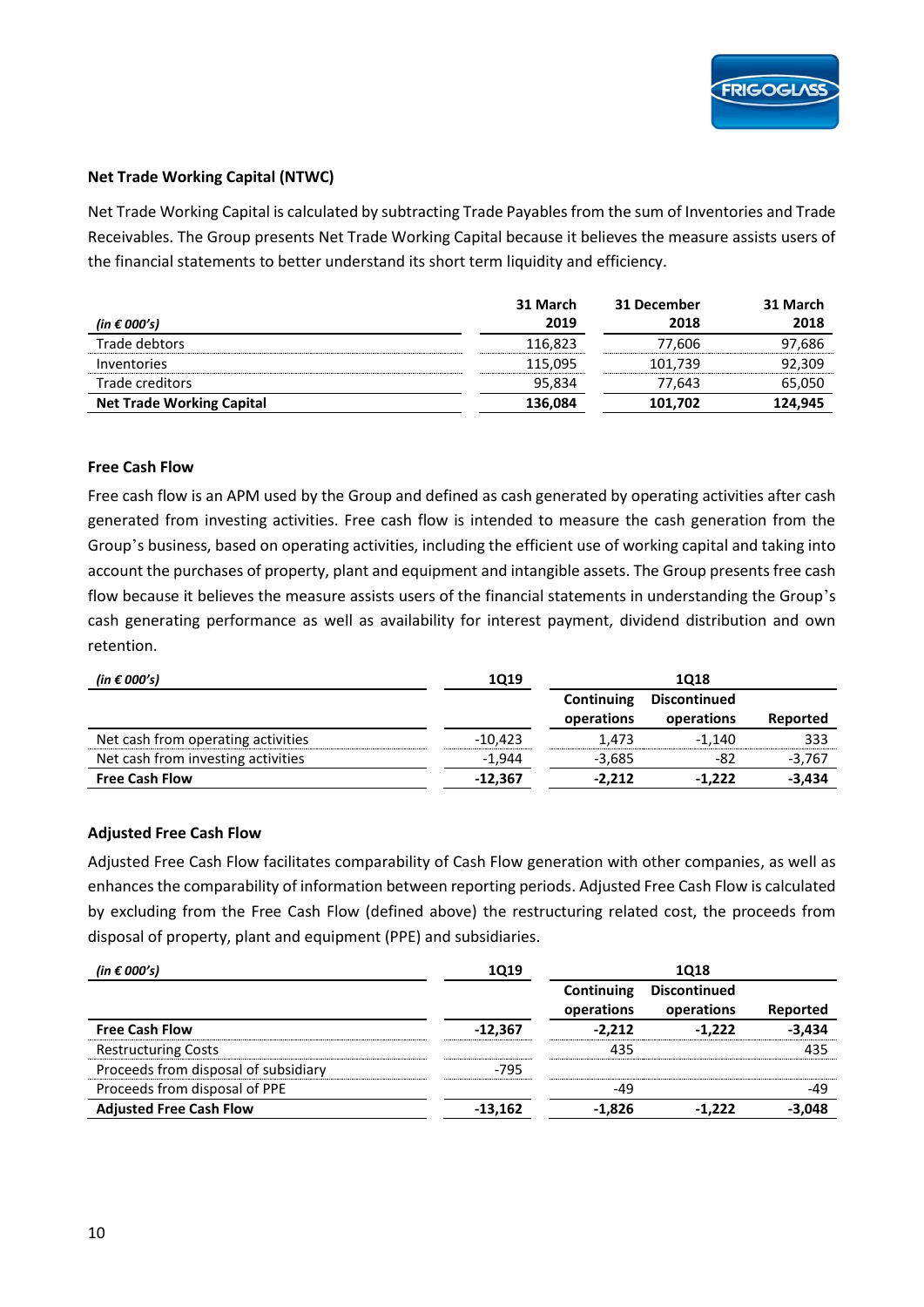## Net Trade Working Capital (NTWC)

Net Trade Working Capital is calculated by subtracting Trade Payables from the sum of Inventories and Trade Receivables. The Group presents Net Trade Working Capital because it believes the measure assists users of the financial statements to better understand its short term liquidity and efficiency.

| *(in € 000's)* | 31 March 2019 | 31 December 2018 | 31 March 2018 |
|---|---|---|---|
| Trade debtors | 116,823 | 77,606 | 97,686 |
| Inventories | 115,095 | 101,739 | 92,309 |
| Trade creditors | 95,834 | 77,643 | 65,050 |
| **Net Trade Working Capital** | **136,084** | **101,702** | **124,945** |

## Free Cash Flow

Free cash flow is an APM used by the Group and defined as cash generated by operating activities after cash generated from investing activities. Free cash flow is intended to measure the cash generation from the Group's business, based on operating activities, including the efficient use of working capital and taking into account the purchases of property, plant and equipment and intangible assets. The Group presents free cash flow because it believes the measure assists users of the financial statements in understanding the Group's cash generating performance as well as availability for interest payment, dividend distribution and own retention.

| *(in € 000's)* | 1Q19 | 1Q18 | | |
|---|---|---|---|---|
| | | Continuing operations | Discontinued operations | Reported |
| Net cash from operating activities | -10,423 | 1,473 | -1,140 | 333 |
| Net cash from investing activities | -1,944 | -3,685 | -82 | -3,767 |
| **Free Cash Flow** | **-12,367** | **-2,212** | **-1,222** | **-3,434** |

## Adjusted Free Cash Flow

Adjusted Free Cash Flow facilitates comparability of Cash Flow generation with other companies, as well as enhances the comparability of information between reporting periods. Adjusted Free Cash Flow is calculated by excluding from the Free Cash Flow (defined above) the restructuring related cost, the proceeds from disposal of property, plant and equipment (PPE) and subsidiaries.

| *(in € 000's)* | 1Q19 | 1Q18 | | |
|---|---|---|---|---|
| | | Continuing operations | Discontinued operations | Reported |
| **Free Cash Flow** | **-12,367** | **-2,212** | **-1,222** | **-3,434** |
| Restructuring Costs | | 435 | | 435 |
| Proceeds from disposal of subsidiary | -795 | | | |
| Proceeds from disposal of PPE | | -49 | | -49 |
| **Adjusted Free Cash Flow** | **-13,162** | **-1,826** | **-1,222** | **-3,048** |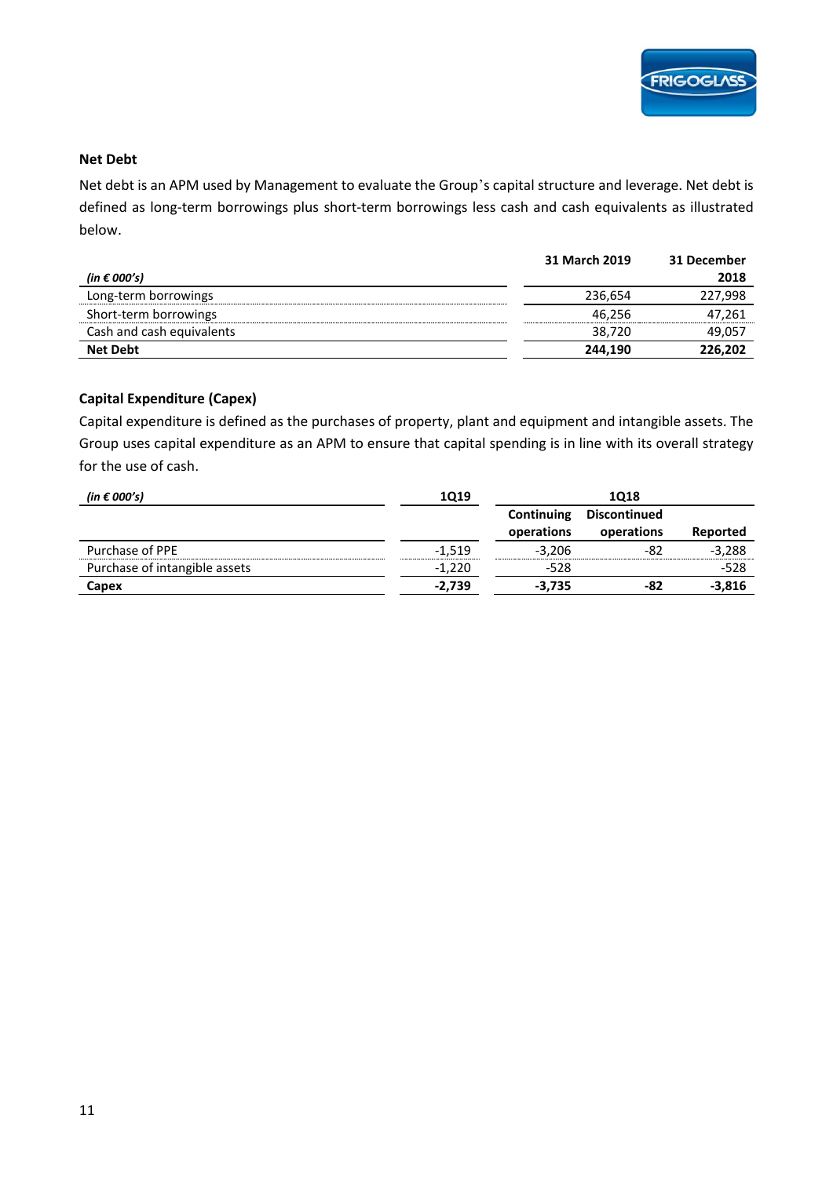## Net Debt

Net debt is an APM used by Management to evaluate the Group's capital structure and leverage. Net debt is defined as long-term borrowings plus short-term borrowings less cash and cash equivalents as illustrated below.

| *(in € 000's)* | 31 March 2019 | 31 December 2018 |
|---|---|---|
| Long-term borrowings | 236,654 | 227,998 |
| Short-term borrowings | 46,256 | 47,261 |
| Cash and cash equivalents | 38,720 | 49,057 |
| **Net Debt** | **244,190** | **226,202** |

## Capital Expenditure (Capex)

Capital expenditure is defined as the purchases of property, plant and equipment and intangible assets. The Group uses capital expenditure as an APM to ensure that capital spending is in line with its overall strategy for the use of cash.

| *(in € 000's)* | 1Q19 | 1Q18 | | |
|---|---|---|---|---|
| | | Continuing operations | Discontinued operations | Reported |
| Purchase of PPE | -1,519 | -3,206 | -82 | -3,288 |
| Purchase of intangible assets | -1,220 | -528 | | -528 |
| **Capex** | **-2,739** | **-3,735** | **-82** | **-3,816** |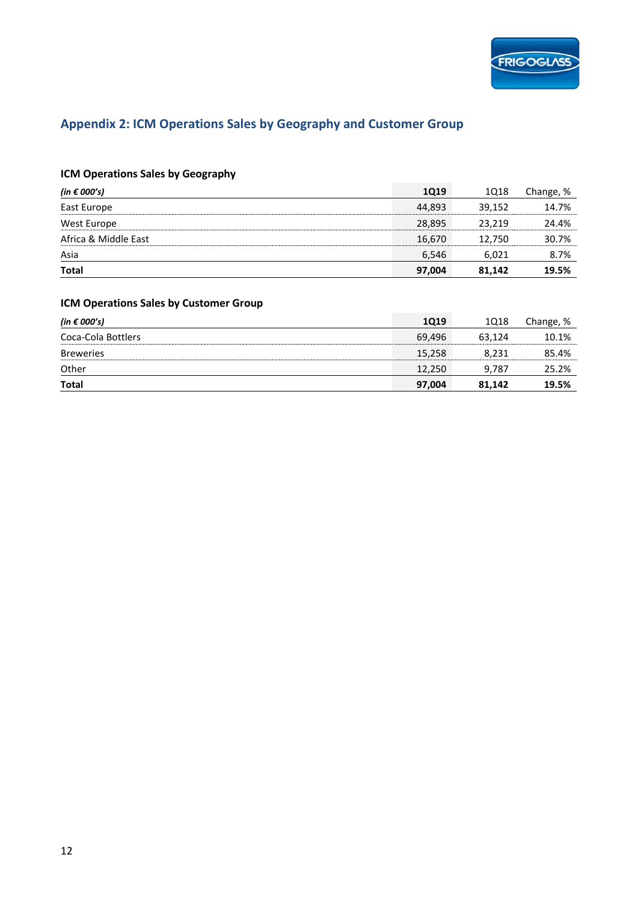## Appendix 2: ICM Operations Sales by Geography and Customer Group

### ICM Operations Sales by Geography

| *(in € 000's)* | **1Q19** | 1Q18 | Change, % |
|---|---|---|---|
| East Europe | 44,893 | 39,152 | 14.7% |
| West Europe | 28,895 | 23,219 | 24.4% |
| Africa & Middle East | 16,670 | 12,750 | 30.7% |
| Asia | 6,546 | 6,021 | 8.7% |
| **Total** | **97,004** | **81,142** | **19.5%** |

### ICM Operations Sales by Customer Group

| *(in € 000's)* | **1Q19** | 1Q18 | Change, % |
|---|---|---|---|
| Coca-Cola Bottlers | 69,496 | 63,124 | 10.1% |
| Breweries | 15,258 | 8,231 | 85.4% |
| Other | 12,250 | 9,787 | 25.2% |
| **Total** | **97,004** | **81,142** | **19.5%** |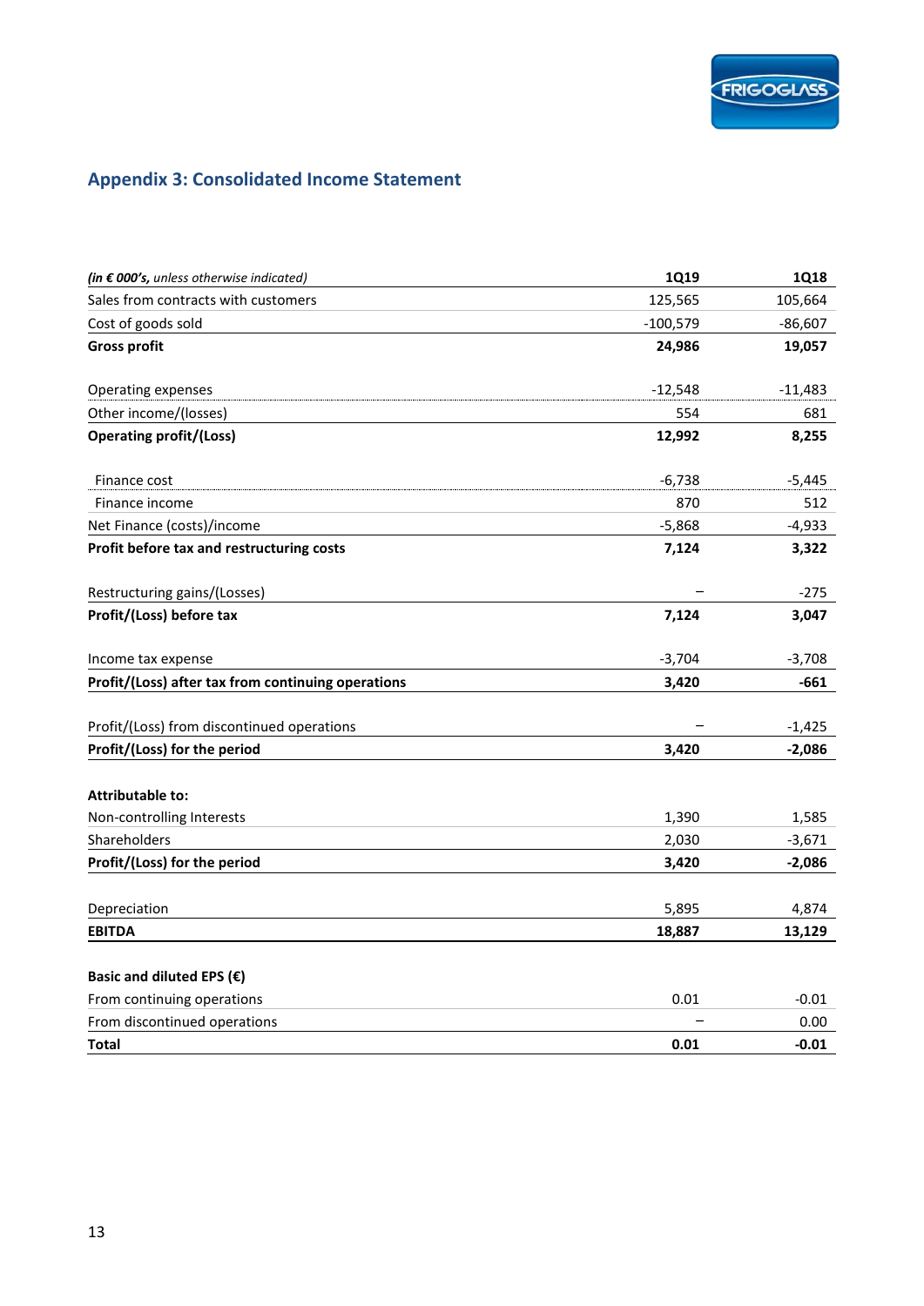## Appendix 3: Consolidated Income Statement

| *(in € 000's, unless otherwise indicated)* | **1Q19** | **1Q18** |
|---|---|---|
| Sales from contracts with customers | 125,565 | 105,664 |
| Cost of goods sold | -100,579 | -86,607 |
| **Gross profit** | **24,986** | **19,057** |
| | | |
| Operating expenses | -12,548 | -11,483 |
| Other income/(losses) | 554 | 681 |
| **Operating profit/(Loss)** | **12,992** | **8,255** |
| | | |
| Finance cost | -6,738 | -5,445 |
| Finance income | 870 | 512 |
| Net Finance (costs)/income | -5,868 | -4,933 |
| **Profit before tax and restructuring costs** | **7,124** | **3,322** |
| | | |
| Restructuring gains/(Losses) | – | -275 |
| **Profit/(Loss) before tax** | **7,124** | **3,047** |
| | | |
| Income tax expense | -3,704 | -3,708 |
| **Profit/(Loss) after tax from continuing operations** | **3,420** | **-661** |
| | | |
| Profit/(Loss) from discontinued operations | – | -1,425 |
| **Profit/(Loss) for the period** | **3,420** | **-2,086** |
| | | |
| **Attributable to:** | | |
| Non-controlling Interests | 1,390 | 1,585 |
| Shareholders | 2,030 | -3,671 |
| **Profit/(Loss) for the period** | **3,420** | **-2,086** |
| | | |
| Depreciation | 5,895 | 4,874 |
| **EBITDA** | **18,887** | **13,129** |
| | | |
| **Basic and diluted EPS (€)** | | |
| From continuing operations | 0.01 | -0.01 |
| From discontinued operations | – | 0.00 |
| **Total** | **0.01** | **-0.01** |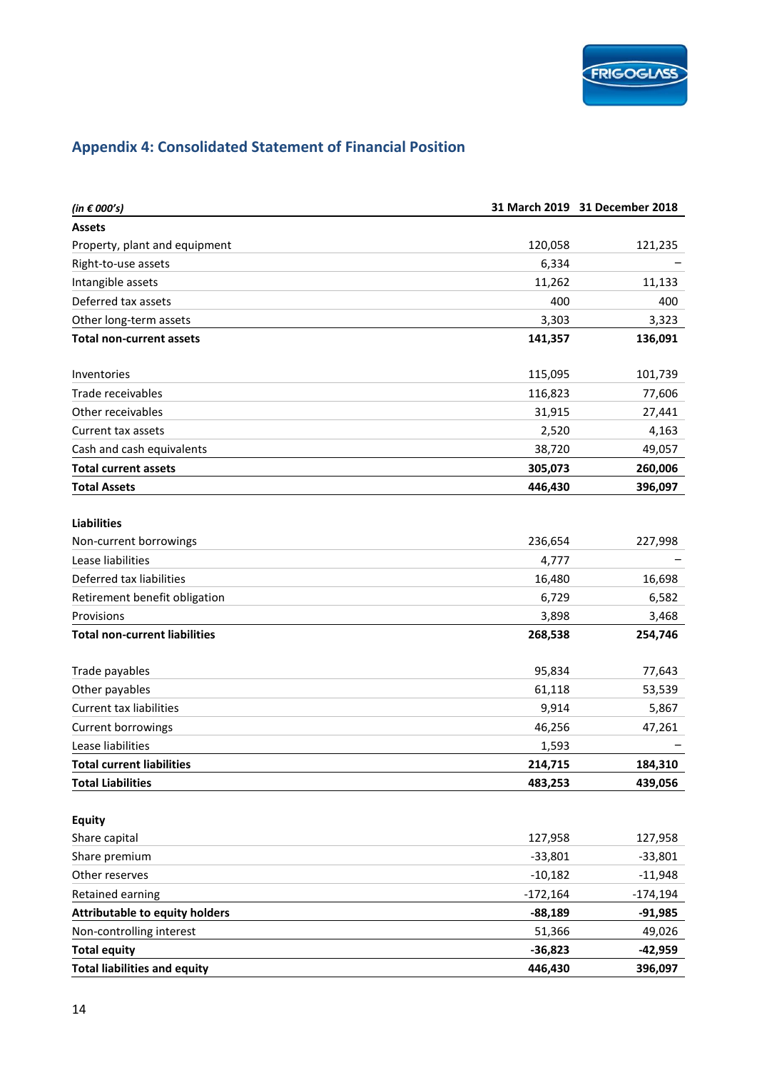## Appendix 4: Consolidated Statement of Financial Position

| *(in € 000's)* | 31 March 2019 | 31 December 2018 |
|---|---|---|
| **Assets** | | |
| Property, plant and equipment | 120,058 | 121,235 |
| Right-to-use assets | 6,334 | – |
| Intangible assets | 11,262 | 11,133 |
| Deferred tax assets | 400 | 400 |
| Other long-term assets | 3,303 | 3,323 |
| **Total non-current assets** | **141,357** | **136,091** |
| | | |
| Inventories | 115,095 | 101,739 |
| Trade receivables | 116,823 | 77,606 |
| Other receivables | 31,915 | 27,441 |
| Current tax assets | 2,520 | 4,163 |
| Cash and cash equivalents | 38,720 | 49,057 |
| **Total current assets** | **305,073** | **260,006** |
| **Total Assets** | **446,430** | **396,097** |
| | | |
| **Liabilities** | | |
| Non-current borrowings | 236,654 | 227,998 |
| Lease liabilities | 4,777 | – |
| Deferred tax liabilities | 16,480 | 16,698 |
| Retirement benefit obligation | 6,729 | 6,582 |
| Provisions | 3,898 | 3,468 |
| **Total non-current liabilities** | **268,538** | **254,746** |
| | | |
| Trade payables | 95,834 | 77,643 |
| Other payables | 61,118 | 53,539 |
| Current tax liabilities | 9,914 | 5,867 |
| Current borrowings | 46,256 | 47,261 |
| Lease liabilities | 1,593 | – |
| **Total current liabilities** | **214,715** | **184,310** |
| **Total Liabilities** | **483,253** | **439,056** |
| | | |
| **Equity** | | |
| Share capital | 127,958 | 127,958 |
| Share premium | -33,801 | -33,801 |
| Other reserves | -10,182 | -11,948 |
| Retained earning | -172,164 | -174,194 |
| **Attributable to equity holders** | **-88,189** | **-91,985** |
| Non-controlling interest | 51,366 | 49,026 |
| **Total equity** | **-36,823** | **-42,959** |
| **Total liabilities and equity** | **446,430** | **396,097** |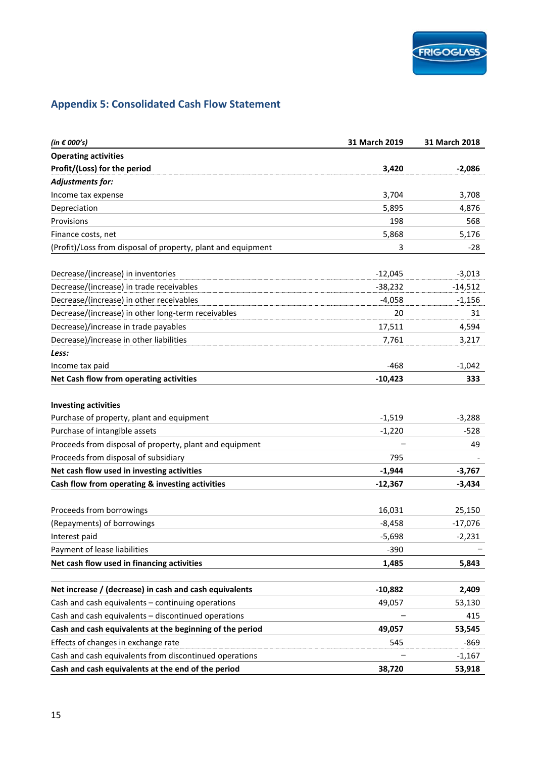## Appendix 5: Consolidated Cash Flow Statement

| *(in € 000's)* | 31 March 2019 | 31 March 2018 |
|---|---|---|
| **Operating activities** | | |
| **Profit/(Loss) for the period** | **3,420** | **-2,086** |
| ***Adjustments for:*** | | |
| Income tax expense | 3,704 | 3,708 |
| Depreciation | 5,895 | 4,876 |
| Provisions | 198 | 568 |
| Finance costs, net | 5,868 | 5,176 |
| (Profit)/Loss from disposal of property, plant and equipment | 3 | -28 |
| | | |
| Decrease/(increase) in inventories | -12,045 | -3,013 |
| Decrease/(increase) in trade receivables | -38,232 | -14,512 |
| Decrease/(increase) in other receivables | -4,058 | -1,156 |
| Decrease/(increase) in other long-term receivables | 20 | 31 |
| Decrease)/increase in trade payables | 17,511 | 4,594 |
| Decrease)/increase in other liabilities | 7,761 | 3,217 |
| ***Less:*** | | |
| Income tax paid | -468 | -1,042 |
| **Net Cash flow from operating activities** | **-10,423** | **333** |
| | | |
| **Investing activities** | | |
| Purchase of property, plant and equipment | -1,519 | -3,288 |
| Purchase of intangible assets | -1,220 | -528 |
| Proceeds from disposal of property, plant and equipment | – | 49 |
| Proceeds from disposal of subsidiary | 795 | - |
| **Net cash flow used in investing activities** | **-1,944** | **-3,767** |
| **Cash flow from operating & investing activities** | **-12,367** | **-3,434** |
| | | |
| Proceeds from borrowings | 16,031 | 25,150 |
| (Repayments) of borrowings | -8,458 | -17,076 |
| Interest paid | -5,698 | -2,231 |
| Payment of lease liabilities | -390 | – |
| **Net cash flow used in financing activities** | **1,485** | **5,843** |
| | | |
| **Net increase / (decrease) in cash and cash equivalents** | **-10,882** | **2,409** |
| Cash and cash equivalents – continuing operations | 49,057 | 53,130 |
| Cash and cash equivalents – discontinued operations | – | 415 |
| **Cash and cash equivalents at the beginning of the period** | **49,057** | **53,545** |
| Effects of changes in exchange rate | 545 | -869 |
| Cash and cash equivalents from discontinued operations | – | -1,167 |
| **Cash and cash equivalents at the end of the period** | **38,720** | **53,918** |